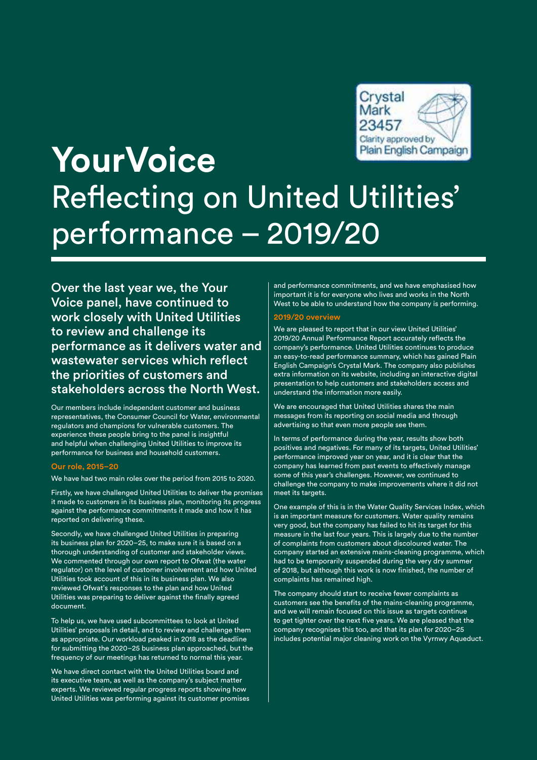Crystal Mark 23457 Clarity approved by Plain English Campaign

# YourVoice

## Reflecting on United Utilities' performance – 2019/20

**Over the last year we, the Your Voice panel, have continued to work closely with United Utilities to review and challenge its performance as it delivers water and wastewater services which reflect the priorities of customers and stakeholders across the North West.**

Our members include independent customer and business representatives, the Consumer Council for Water, environmental regulators and champions for vulnerable customers. The experience these people bring to the panel is insightful and helpful when challenging United Utilities to improve its performance for business and household customers.

### Our role, 2015–20

We have had two main roles over the period from 2015 to 2020.

Firstly, we have challenged United Utilities to deliver the promises it made to customers in its business plan, monitoring its progress against the performance commitments it made and how it has reported on delivering these.

Secondly, we have challenged United Utilities in preparing its business plan for 2020–25, to make sure it is based on a thorough understanding of customer and stakeholder views. We commented through our own report to Ofwat (the water regulator) on the level of customer involvement and how United Utilities took account of this in its business plan. We also reviewed Ofwat's responses to the plan and how United Utilities was preparing to deliver against the finally agreed document.

To help us, we have used subcommittees to look at United Utilities' proposals in detail, and to review and challenge them as appropriate. Our workload peaked in 2018 as the deadline for submitting the 2020–25 business plan approached, but the frequency of our meetings has returned to normal this year.

We have direct contact with the United Utilities board and its executive team, as well as the company's subject matter experts. We reviewed regular progress reports showing how United Utilities was performing against its customer promises and performance commitments, and we have emphasised how important it is for everyone who lives and works in the North West to be able to understand how the company is performing.

### 2019/20 overview

We are pleased to report that in our view United Utilities' 2019/20 Annual Performance Report accurately reflects the company's performance. United Utilities continues to produce an easy-to-read performance summary, which has gained Plain English Campaign's Crystal Mark. The company also publishes extra information on its website, including an interactive digital presentation to help customers and stakeholders access and understand the information more easily.

We are encouraged that United Utilities shares the main messages from its reporting on social media and through advertising so that even more people see them.

In terms of performance during the year, results show both positives and negatives. For many of its targets, United Utilities' performance improved year on year, and it is clear that the company has learned from past events to effectively manage some of this year's challenges. However, we continued to challenge the company to make improvements where it did not meet its targets.

One example of this is in the Water Quality Services Index, which is an important measure for customers. Water quality remains very good, but the company has failed to hit its target for this measure in the last four years. This is largely due to the number of complaints from customers about discoloured water. The company started an extensive mains-cleaning programme, which had to be temporarily suspended during the very dry summer of 2018, but although this work is now finished, the number of complaints has remained high.

The company should start to receive fewer complaints as customers see the benefits of the mains-cleaning programme, and we will remain focused on this issue as targets continue to get tighter over the next five years. We are pleased that the company recognises this too, and that its plan for 2020–25 includes potential major cleaning work on the Vyrnwy Aqueduct.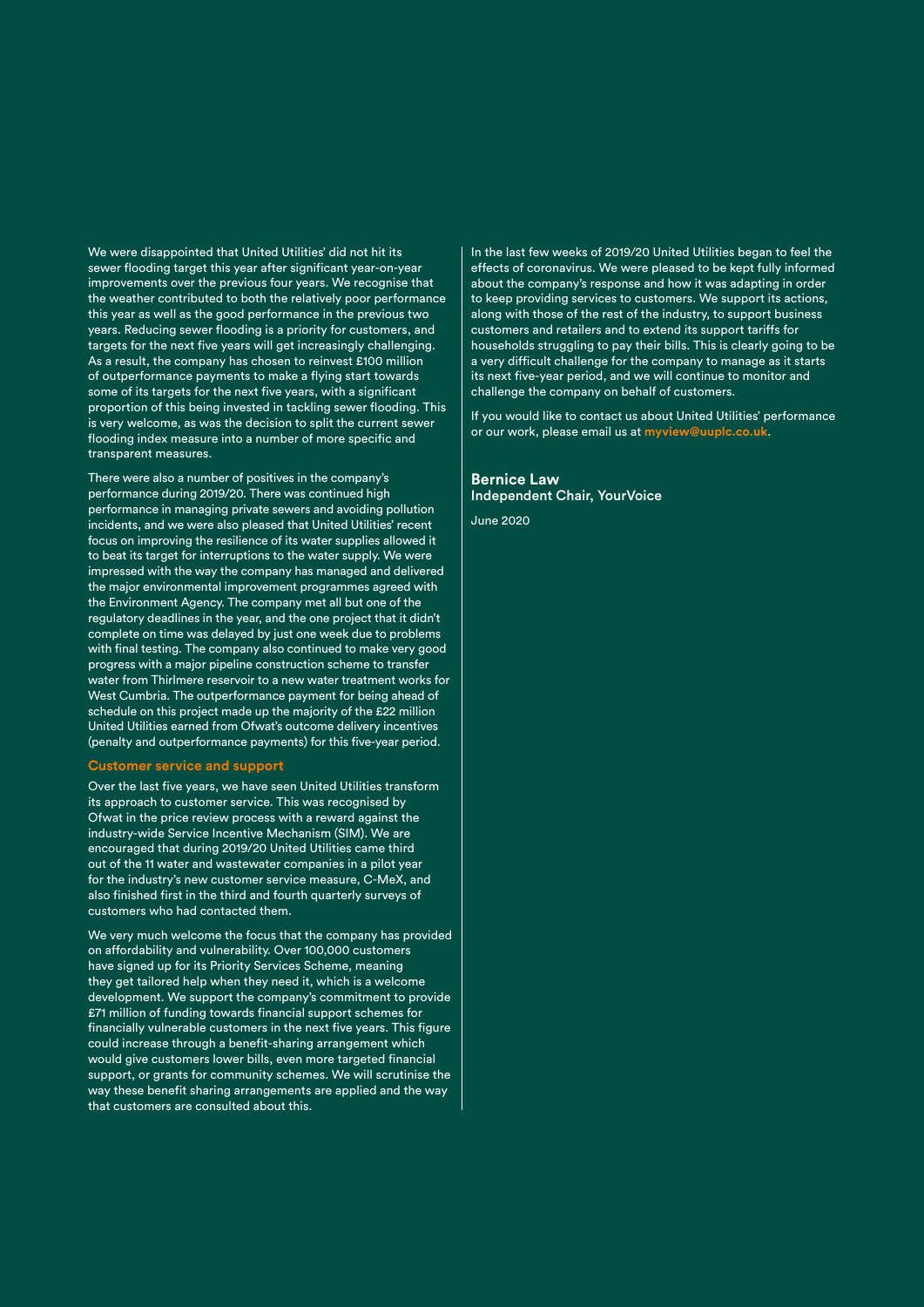We were disappointed that United Utilities' did not hit its sewer flooding target this year after significant year-on-year improvements over the previous four years. We recognise that the weather contributed to both the relatively poor performance this year as well as the good performance in the previous two years. Reducing sewer flooding is a priority for customers, and targets for the next five years will get increasingly challenging. As a result, the company has chosen to reinvest £100 million of outperformance payments to make a flying start towards some of its targets for the next five years, with a significant proportion of this being invested in tackling sewer flooding. This is very welcome, as was the decision to split the current sewer flooding index measure into a number of more specific and transparent measures.

There were also a number of positives in the company's performance during 2019/20. There was continued high performance in managing private sewers and avoiding pollution incidents, and we were also pleased that United Utilities' recent focus on improving the resilience of its water supplies allowed it to beat its target for interruptions to the water supply. We were impressed with the way the company has managed and delivered the major environmental improvement programmes agreed with the Environment Agency. The company met all but one of the regulatory deadlines in the year, and the one project that it didn't complete on time was delayed by just one week due to problems with final testing. The company also continued to make very good progress with a major pipeline construction scheme to transfer water from Thirlmere reservoir to a new water treatment works for West Cumbria. The outperformance payment for being ahead of schedule on this project made up the majority of the £22 million United Utilities earned from Ofwat's outcome delivery incentives (penalty and outperformance payments) for this five-year period.

## Customer service and support

Over the last five years, we have seen United Utilities transform its approach to customer service. This was recognised by Ofwat in the price review process with a reward against the industry-wide Service Incentive Mechanism (SIM). We are encouraged that during 2019/20 United Utilities came third out of the 11 water and wastewater companies in a pilot year for the industry's new customer service measure, C-MeX, and also finished first in the third and fourth quarterly surveys of customers who had contacted them.

We very much welcome the focus that the company has provided on affordability and vulnerability. Over 100,000 customers have signed up for its Priority Services Scheme, meaning they get tailored help when they need it, which is a welcome development. We support the company's commitment to provide £71 million of funding towards financial support schemes for financially vulnerable customers in the next five years. This figure could increase through a benefit-sharing arrangement which would give customers lower bills, even more targeted financial support, or grants for community schemes. We will scrutinise the way these benefit sharing arrangements are applied and the way that customers are consulted about this.

In the last few weeks of 2019/20 United Utilities began to feel the effects of coronavirus. We were pleased to be kept fully informed about the company's response and how it was adapting in order to keep providing services to customers. We support its actions, along with those of the rest of the industry, to support business customers and retailers and to extend its support tariffs for households struggling to pay their bills. This is clearly going to be a very difficult challenge for the company to manage as it starts its next five-year period, and we will continue to monitor and challenge the company on behalf of customers.

If you would like to contact us about United Utilities' performance or our work, please email us at **myview@uuplc.co.uk**.

**Bernice Law**
**Independent Chair, YourVoice**

June 2020